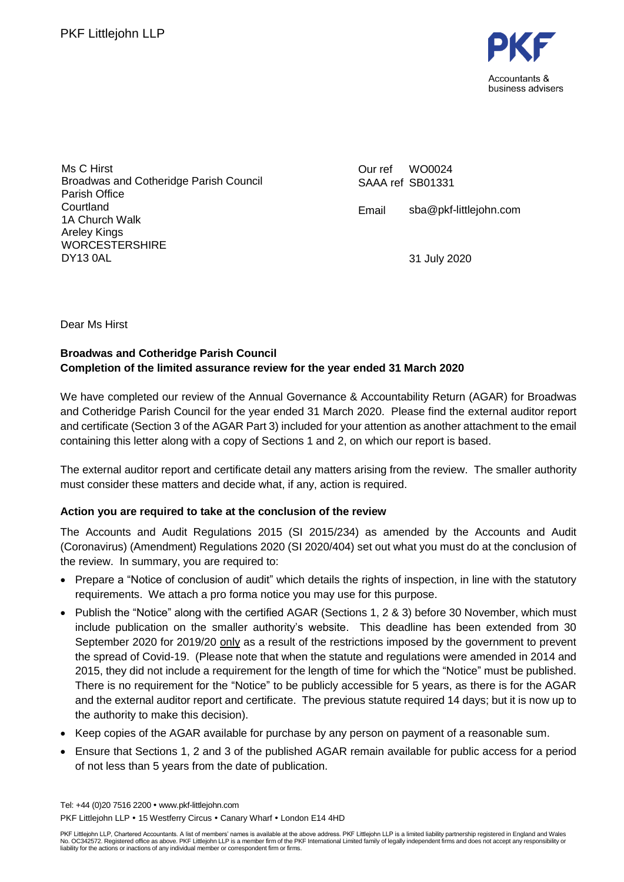PKF Littlejohn LLP

PKF
Accountants & business advisers

Ms C Hirst
Broadwas and Cotheridge Parish Council
Parish Office
Courtland
1A Church Walk
Areley Kings
WORCESTERSHIRE
DY13 0AL

Our ref WO0024
SAAA ref SB01331

Email sba@pkf-littlejohn.com

31 July 2020

Dear Ms Hirst

**Broadwas and Cotheridge Parish Council**
**Completion of the limited assurance review for the year ended 31 March 2020**

We have completed our review of the Annual Governance & Accountability Return (AGAR) for Broadwas and Cotheridge Parish Council for the year ended 31 March 2020. Please find the external auditor report and certificate (Section 3 of the AGAR Part 3) included for your attention as another attachment to the email containing this letter along with a copy of Sections 1 and 2, on which our report is based.

The external auditor report and certificate detail any matters arising from the review. The smaller authority must consider these matters and decide what, if any, action is required.

**Action you are required to take at the conclusion of the review**

The Accounts and Audit Regulations 2015 (SI 2015/234) as amended by the Accounts and Audit (Coronavirus) (Amendment) Regulations 2020 (SI 2020/404) set out what you must do at the conclusion of the review. In summary, you are required to:

- Prepare a "Notice of conclusion of audit" which details the rights of inspection, in line with the statutory requirements. We attach a pro forma notice you may use for this purpose.
- Publish the "Notice" along with the certified AGAR (Sections 1, 2 & 3) before 30 November, which must include publication on the smaller authority's website. This deadline has been extended from 30 September 2020 for 2019/20 only as a result of the restrictions imposed by the government to prevent the spread of Covid-19. (Please note that when the statute and regulations were amended in 2014 and 2015, they did not include a requirement for the length of time for which the "Notice" must be published. There is no requirement for the "Notice" to be publicly accessible for 5 years, as there is for the AGAR and the external auditor report and certificate. The previous statute required 14 days; but it is now up to the authority to make this decision).
- Keep copies of the AGAR available for purchase by any person on payment of a reasonable sum.
- Ensure that Sections 1, 2 and 3 of the published AGAR remain available for public access for a period of not less than 5 years from the date of publication.

Tel: +44 (0)20 7516 2200 • www.pkf-littlejohn.com
PKF Littlejohn LLP • 15 Westferry Circus • Canary Wharf • London E14 4HD

PKF Littlejohn LLP, Chartered Accountants. A list of members' names is available at the above address. PKF Littlejohn LLP is a limited liability partnership registered in England and Wales No. OC342572. Registered office as above. PKF Littlejohn LLP is a member firm of the PKF International Limited family of legally independent firms and does not accept any responsibility or liability for the actions or inactions of any individual member or correspondent firm or firms.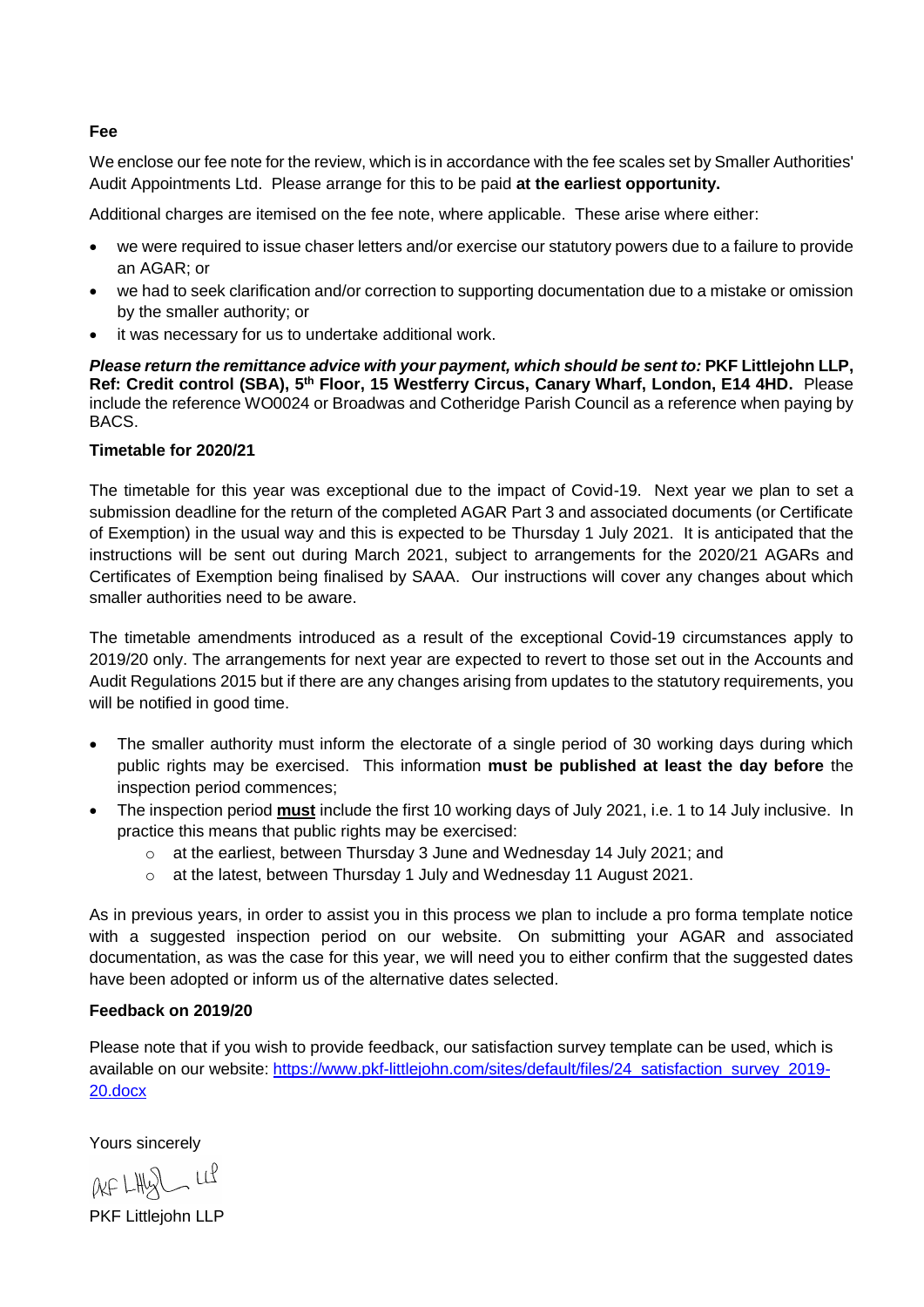**Fee**

We enclose our fee note for the review, which is in accordance with the fee scales set by Smaller Authorities' Audit Appointments Ltd. Please arrange for this to be paid **at the earliest opportunity.**

Additional charges are itemised on the fee note, where applicable. These arise where either:

- we were required to issue chaser letters and/or exercise our statutory powers due to a failure to provide an AGAR; or
- we had to seek clarification and/or correction to supporting documentation due to a mistake or omission by the smaller authority; or
- it was necessary for us to undertake additional work.

***Please return the remittance advice with your payment, which should be sent to:*** **PKF Littlejohn LLP, Ref: Credit control (SBA), 5th Floor, 15 Westferry Circus, Canary Wharf, London, E14 4HD.** Please include the reference WO0024 or Broadwas and Cotheridge Parish Council as a reference when paying by BACS.

**Timetable for 2020/21**

The timetable for this year was exceptional due to the impact of Covid-19. Next year we plan to set a submission deadline for the return of the completed AGAR Part 3 and associated documents (or Certificate of Exemption) in the usual way and this is expected to be Thursday 1 July 2021. It is anticipated that the instructions will be sent out during March 2021, subject to arrangements for the 2020/21 AGARs and Certificates of Exemption being finalised by SAAA. Our instructions will cover any changes about which smaller authorities need to be aware.

The timetable amendments introduced as a result of the exceptional Covid-19 circumstances apply to 2019/20 only. The arrangements for next year are expected to revert to those set out in the Accounts and Audit Regulations 2015 but if there are any changes arising from updates to the statutory requirements, you will be notified in good time.

- The smaller authority must inform the electorate of a single period of 30 working days during which public rights may be exercised. This information **must be published at least the day before** the inspection period commences;
- The inspection period **must** include the first 10 working days of July 2021, i.e. 1 to 14 July inclusive. In practice this means that public rights may be exercised:
  - at the earliest, between Thursday 3 June and Wednesday 14 July 2021; and
  - at the latest, between Thursday 1 July and Wednesday 11 August 2021.

As in previous years, in order to assist you in this process we plan to include a pro forma template notice with a suggested inspection period on our website. On submitting your AGAR and associated documentation, as was the case for this year, we will need you to either confirm that the suggested dates have been adopted or inform us of the alternative dates selected.

**Feedback on 2019/20**

Please note that if you wish to provide feedback, our satisfaction survey template can be used, which is available on our website: [https://www.pkf-littlejohn.com/sites/default/files/24_satisfaction_survey_2019-20.docx](https://www.pkf-littlejohn.com/sites/default/files/24_satisfaction_survey_2019-20.docx)

Yours sincerely

PKF Littlejohn LLP

PKF Littlejohn LLP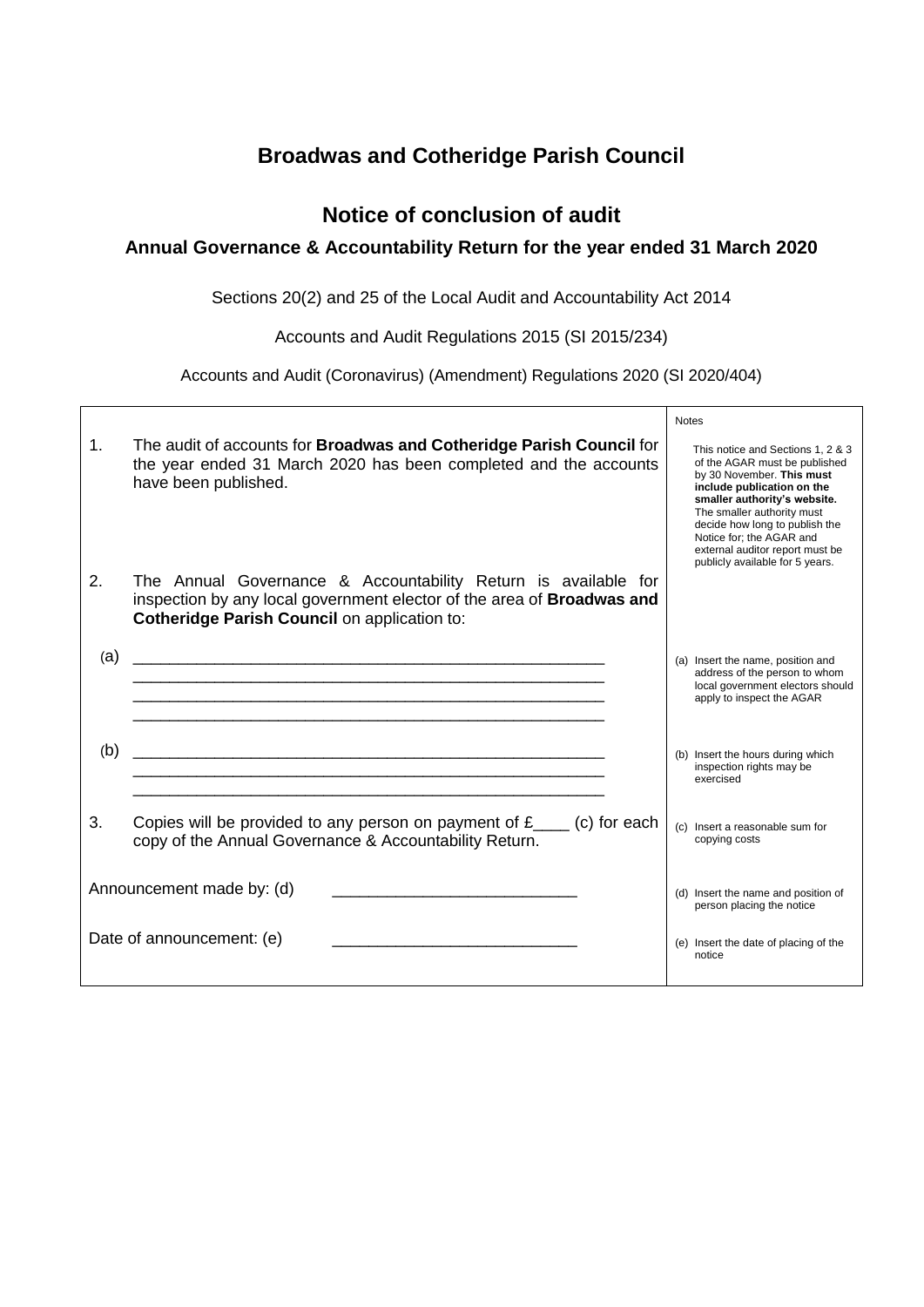# Broadwas and Cotheridge Parish Council

## Notice of conclusion of audit

### Annual Governance & Accountability Return for the year ended 31 March 2020

Sections 20(2) and 25 of the Local Audit and Accountability Act 2014

Accounts and Audit Regulations 2015 (SI 2015/234)

Accounts and Audit (Coronavirus) (Amendment) Regulations 2020 (SI 2020/404)

| | Notes |
|---|---|
| 1. The audit of accounts for **Broadwas and Cotheridge Parish Council** for the year ended 31 March 2020 has been completed and the accounts have been published. | This notice and Sections 1, 2 & 3 of the AGAR must be published by 30 November. **This must include publication on the smaller authority's website.** The smaller authority must decide how long to publish the Notice for; the AGAR and external auditor report must be publicly available for 5 years. |
| 2. The Annual Governance & Accountability Return is available for inspection by any local government elector of the area of **Broadwas and Cotheridge Parish Council** on application to: | |
| (a) ______________________________________________________ ______________________________________________________ ______________________________________________________ ______________________________________________________ | (a) Insert the name, position and address of the person to whom local government electors should apply to inspect the AGAR |
| (b) ______________________________________________________ ______________________________________________________ ______________________________________________________ | (b) Insert the hours during which inspection rights may be exercised |
| 3. Copies will be provided to any person on payment of £____ (c) for each copy of the Annual Governance & Accountability Return. | (c) Insert a reasonable sum for copying costs |
| Announcement made by: (d) ___________________________ | (d) Insert the name and position of person placing the notice |
| Date of announcement: (e) ___________________________ | (e) Insert the date of placing of the notice |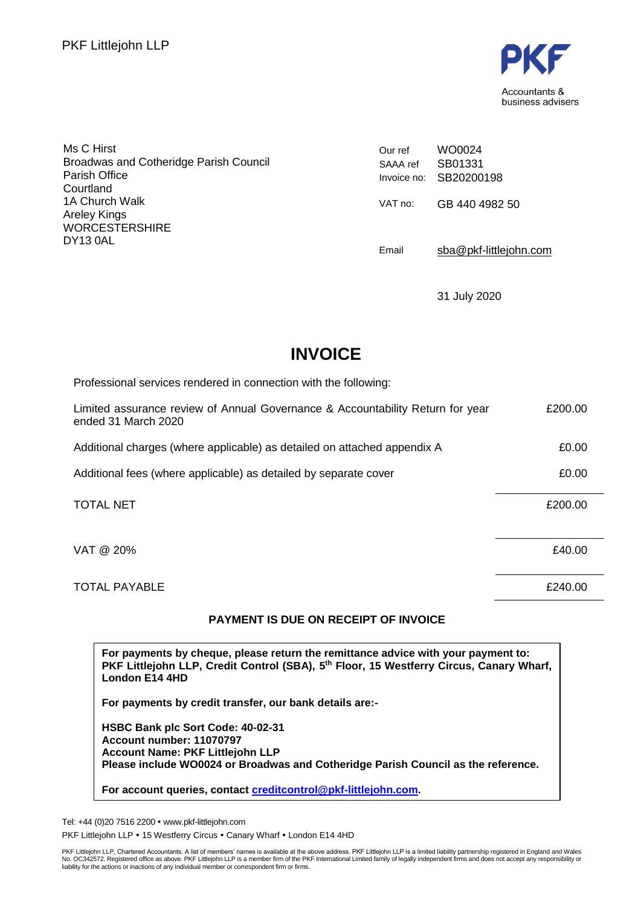PKF Littlejohn LLP

PKF
Accountants & business advisers

Ms C Hirst
Broadwas and Cotheridge Parish Council
Parish Office
Courtland
1A Church Walk
Areley Kings
WORCESTERSHIRE
DY13 0AL

| | |
|---|---|
| Our ref | WO0024 |
| SAAA ref | SB01331 |
| Invoice no: | SB20200198 |
| VAT no: | GB 440 4982 50 |
| Email | sba@pkf-littlejohn.com |

31 July 2020

# INVOICE

Professional services rendered in connection with the following:

| | |
|---|---|
| Limited assurance review of Annual Governance & Accountability Return for year ended 31 March 2020 | £200.00 |
| Additional charges (where applicable) as detailed on attached appendix A | £0.00 |
| Additional fees (where applicable) as detailed by separate cover | £0.00 |
| TOTAL NET | £200.00 |
| VAT @ 20% | £40.00 |
| TOTAL PAYABLE | £240.00 |

**PAYMENT IS DUE ON RECEIPT OF INVOICE**

**For payments by cheque, please return the remittance advice with your payment to: PKF Littlejohn LLP, Credit Control (SBA), 5th Floor, 15 Westferry Circus, Canary Wharf, London E14 4HD**

**For payments by credit transfer, our bank details are:-**

**HSBC Bank plc Sort Code: 40-02-31**
**Account number: 11070797**
**Account Name: PKF Littlejohn LLP**
**Please include WO0024 or Broadwas and Cotheridge Parish Council as the reference.**

**For account queries, contact creditcontrol@pkf-littlejohn.com.**

Tel: +44 (0)20 7516 2200 • www.pkf-littlejohn.com
PKF Littlejohn LLP • 15 Westferry Circus • Canary Wharf • London E14 4HD

PKF Littlejohn LLP, Chartered Accountants. A list of members' names is available at the above address. PKF Littlejohn LLP is a limited liability partnership registered in England and Wales No. OC342572. Registered office as above. PKF Littlejohn LLP is a member firm of the PKF International Limited family of legally independent firms and does not accept any responsibility or liability for the actions or inactions of any individual member or correspondent firm or firms.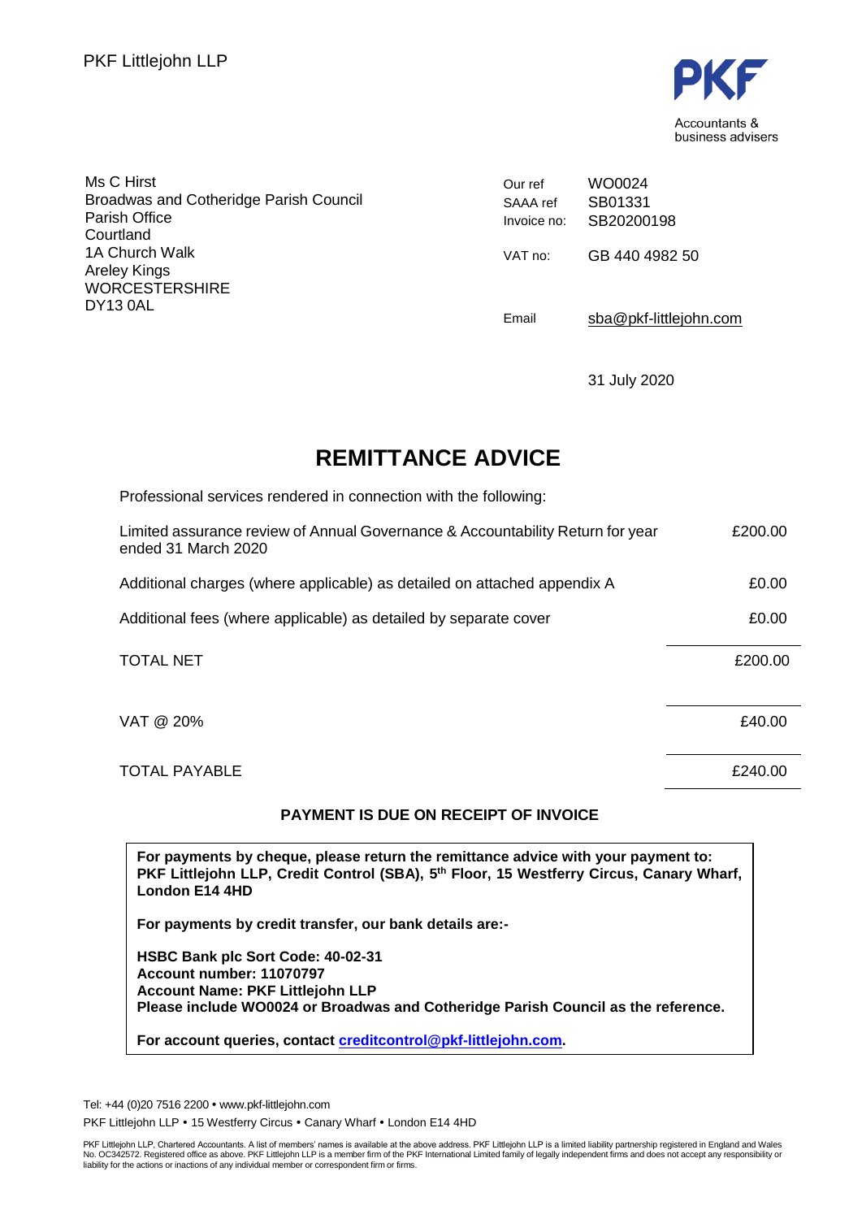PKF Littlejohn LLP

PKF

Accountants & business advisers

Ms C Hirst
Broadwas and Cotheridge Parish Council
Parish Office
Courtland
1A Church Walk
Areley Kings
WORCESTERSHIRE
DY13 0AL

| | |
|---|---|
| Our ref | WO0024 |
| SAAA ref | SB01331 |
| Invoice no: | SB20200198 |
| VAT no: | GB 440 4982 50 |
| Email | sba@pkf-littlejohn.com |

31 July 2020

# REMITTANCE ADVICE

Professional services rendered in connection with the following:

| | |
|---|---|
| Limited assurance review of Annual Governance & Accountability Return for year ended 31 March 2020 | £200.00 |
| Additional charges (where applicable) as detailed on attached appendix A | £0.00 |
| Additional fees (where applicable) as detailed by separate cover | £0.00 |
| TOTAL NET | £200.00 |
| VAT @ 20% | £40.00 |
| TOTAL PAYABLE | £240.00 |

**PAYMENT IS DUE ON RECEIPT OF INVOICE**

**For payments by cheque, please return the remittance advice with your payment to: PKF Littlejohn LLP, Credit Control (SBA), 5th Floor, 15 Westferry Circus, Canary Wharf, London E14 4HD**

**For payments by credit transfer, our bank details are:-**

**HSBC Bank plc Sort Code: 40-02-31**
**Account number: 11070797**
**Account Name: PKF Littlejohn LLP**
**Please include WO0024 or Broadwas and Cotheridge Parish Council as the reference.**

**For account queries, contact creditcontrol@pkf-littlejohn.com.**

Tel: +44 (0)20 7516 2200 • www.pkf-littlejohn.com

PKF Littlejohn LLP • 15 Westferry Circus • Canary Wharf • London E14 4HD

PKF Littlejohn LLP, Chartered Accountants. A list of members' names is available at the above address. PKF Littlejohn LLP is a limited liability partnership registered in England and Wales No. OC342572. Registered office as above. PKF Littlejohn LLP is a member firm of the PKF International Limited family of legally independent firms and does not accept any responsibility or liability for the actions or inactions of any individual member or correspondent firm or firms.